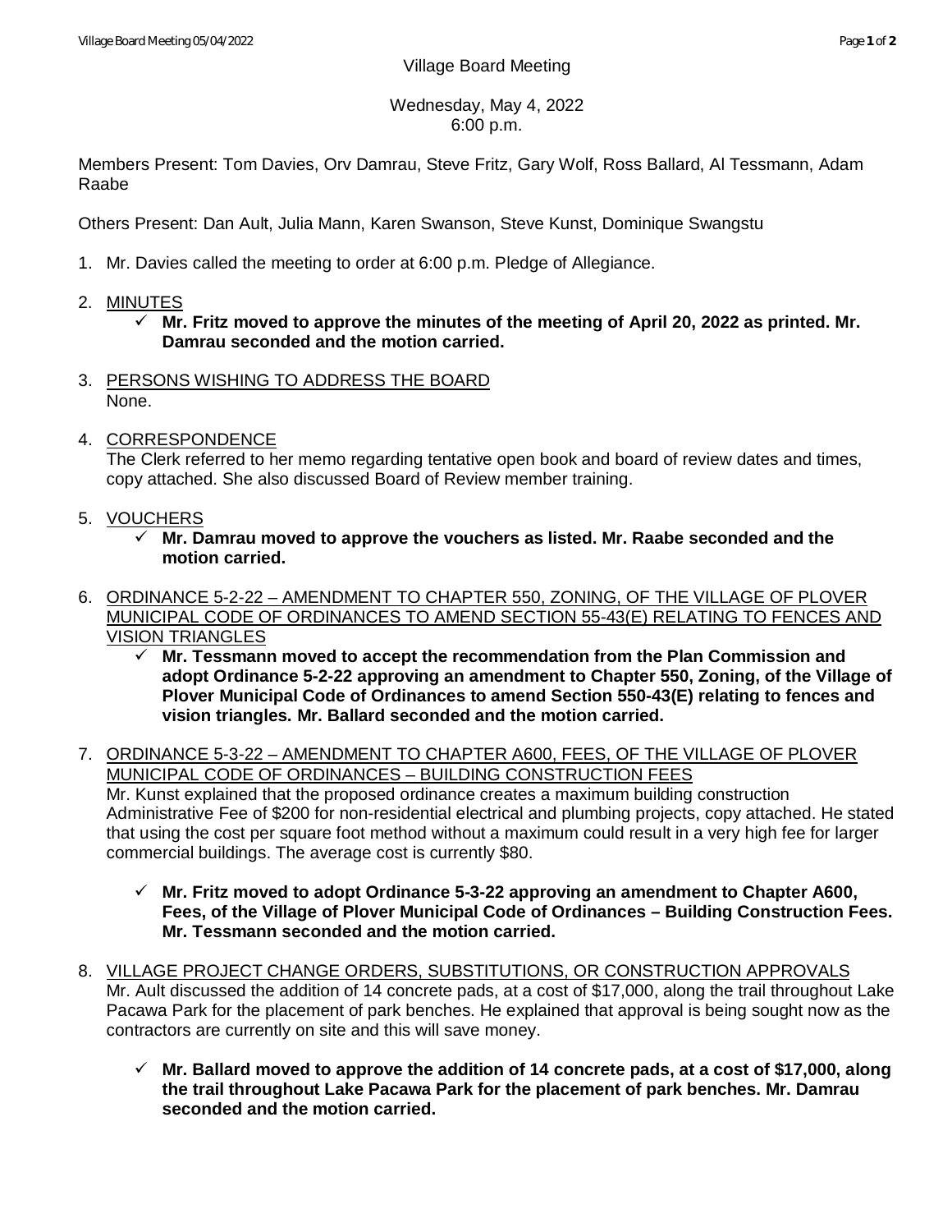Village Board Meeting

Wednesday, May 4, 2022
6:00 p.m.

Members Present: Tom Davies, Orv Damrau, Steve Fritz, Gary Wolf, Ross Ballard, Al Tessmann, Adam Raabe

Others Present: Dan Ault, Julia Mann, Karen Swanson, Steve Kunst, Dominique Swangstu

1. Mr. Davies called the meeting to order at 6:00 p.m. Pledge of Allegiance.

2. MINUTES
   - ✓ **Mr. Fritz moved to approve the minutes of the meeting of April 20, 2022 as printed. Mr. Damrau seconded and the motion carried.**

3. PERSONS WISHING TO ADDRESS THE BOARD
   None.

4. CORRESPONDENCE
   The Clerk referred to her memo regarding tentative open book and board of review dates and times, copy attached. She also discussed Board of Review member training.

5. VOUCHERS
   - ✓ **Mr. Damrau moved to approve the vouchers as listed. Mr. Raabe seconded and the motion carried.**

6. ORDINANCE 5-2-22 – AMENDMENT TO CHAPTER 550, ZONING, OF THE VILLAGE OF PLOVER MUNICIPAL CODE OF ORDINANCES TO AMEND SECTION 55-43(E) RELATING TO FENCES AND VISION TRIANGLES
   - ✓ **Mr. Tessmann moved to accept the recommendation from the Plan Commission and adopt Ordinance 5-2-22 approving an amendment to Chapter 550, Zoning, of the Village of Plover Municipal Code of Ordinances to amend Section 550-43(E) relating to fences and vision triangles. Mr. Ballard seconded and the motion carried.**

7. ORDINANCE 5-3-22 – AMENDMENT TO CHAPTER A600, FEES, OF THE VILLAGE OF PLOVER MUNICIPAL CODE OF ORDINANCES – BUILDING CONSTRUCTION FEES
   Mr. Kunst explained that the proposed ordinance creates a maximum building construction Administrative Fee of $200 for non-residential electrical and plumbing projects, copy attached. He stated that using the cost per square foot method without a maximum could result in a very high fee for larger commercial buildings. The average cost is currently $80.

   - ✓ **Mr. Fritz moved to adopt Ordinance 5-3-22 approving an amendment to Chapter A600, Fees, of the Village of Plover Municipal Code of Ordinances – Building Construction Fees. Mr. Tessmann seconded and the motion carried.**

8. VILLAGE PROJECT CHANGE ORDERS, SUBSTITUTIONS, OR CONSTRUCTION APPROVALS
   Mr. Ault discussed the addition of 14 concrete pads, at a cost of $17,000, along the trail throughout Lake Pacawa Park for the placement of park benches. He explained that approval is being sought now as the contractors are currently on site and this will save money.

   - ✓ **Mr. Ballard moved to approve the addition of 14 concrete pads, at a cost of $17,000, along the trail throughout Lake Pacawa Park for the placement of park benches. Mr. Damrau seconded and the motion carried.**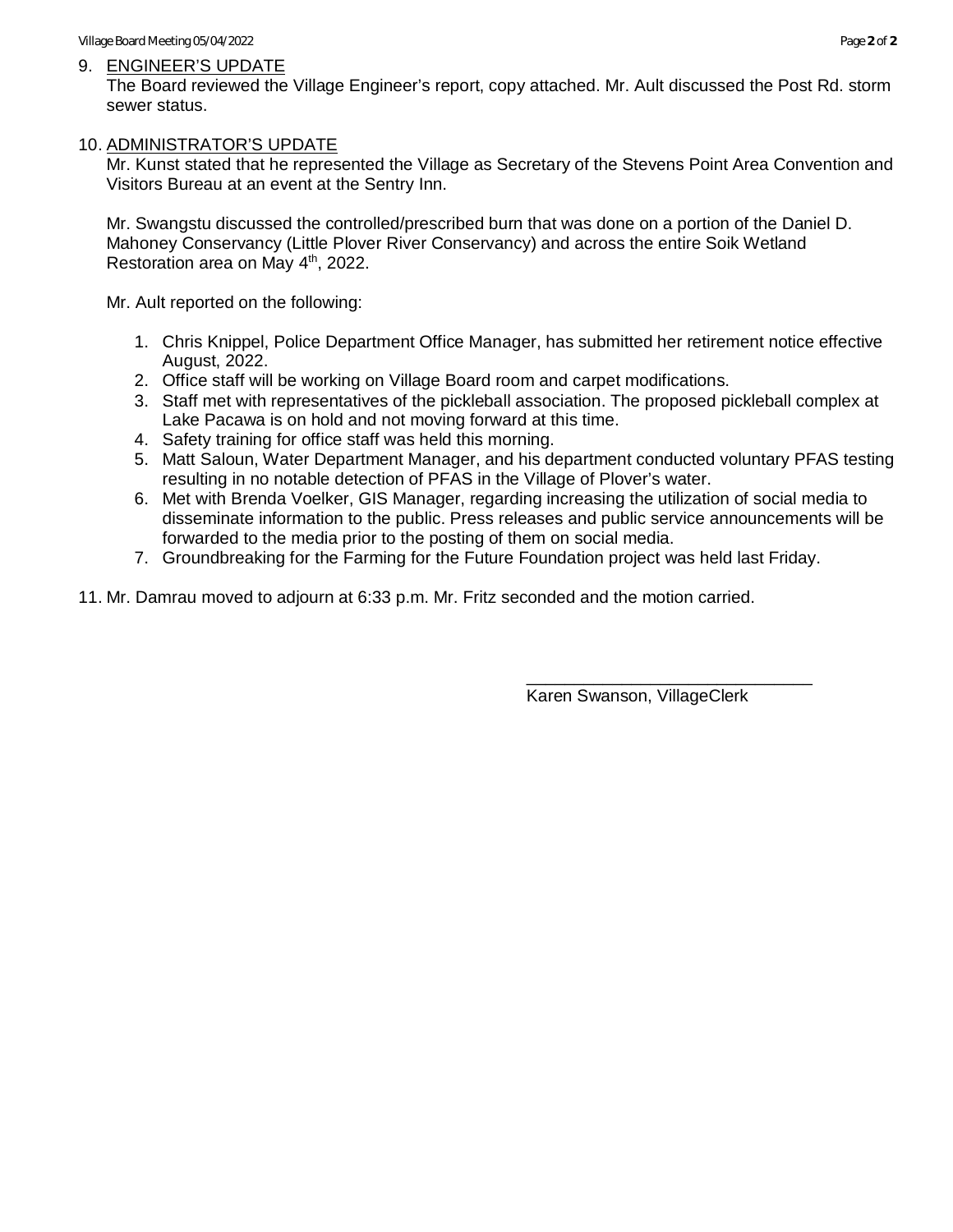9. ENGINEER'S UPDATE
   The Board reviewed the Village Engineer's report, copy attached. Mr. Ault discussed the Post Rd. storm sewer status.

10. ADMINISTRATOR'S UPDATE
    Mr. Kunst stated that he represented the Village as Secretary of the Stevens Point Area Convention and Visitors Bureau at an event at the Sentry Inn.

    Mr. Swangstu discussed the controlled/prescribed burn that was done on a portion of the Daniel D. Mahoney Conservancy (Little Plover River Conservancy) and across the entire Soik Wetland Restoration area on May 4th, 2022.

    Mr. Ault reported on the following:

    1. Chris Knippel, Police Department Office Manager, has submitted her retirement notice effective August, 2022.
    2. Office staff will be working on Village Board room and carpet modifications.
    3. Staff met with representatives of the pickleball association. The proposed pickleball complex at Lake Pacawa is on hold and not moving forward at this time.
    4. Safety training for office staff was held this morning.
    5. Matt Saloun, Water Department Manager, and his department conducted voluntary PFAS testing resulting in no notable detection of PFAS in the Village of Plover's water.
    6. Met with Brenda Voelker, GIS Manager, regarding increasing the utilization of social media to disseminate information to the public. Press releases and public service announcements will be forwarded to the media prior to the posting of them on social media.
    7. Groundbreaking for the Farming for the Future Foundation project was held last Friday.

11. Mr. Damrau moved to adjourn at 6:33 p.m. Mr. Fritz seconded and the motion carried.

\_\_\_\_\_\_\_\_\_\_\_\_\_\_\_\_\_\_\_\_\_\_\_\_\_\_\_\_\_\_

Karen Swanson, VillageClerk